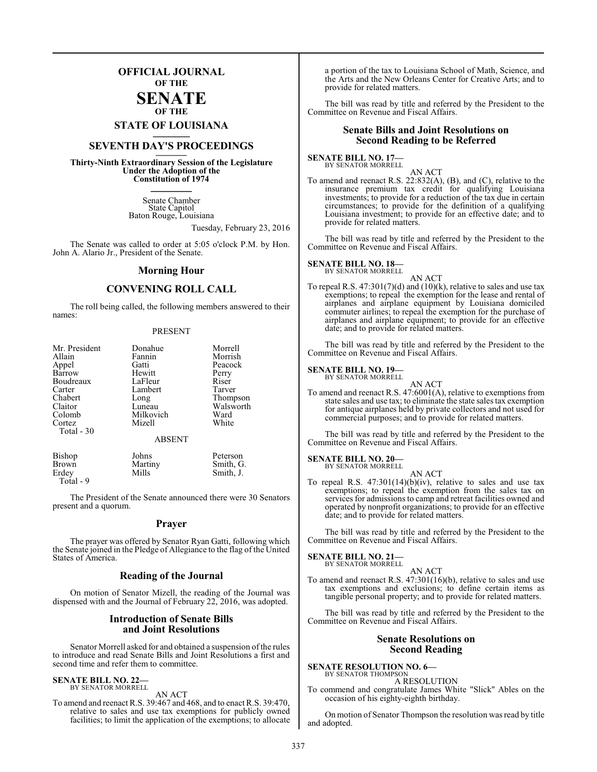# OFFICIAL JOURNAL
## OF THE
# SENATE
## OF THE
## STATE OF LOUISIANA

## SEVENTH DAY'S PROCEEDINGS

**Thirty-Ninth Extraordinary Session of the Legislature Under the Adoption of the Constitution of 1974**

Senate Chamber
State Capitol
Baton Rouge, Louisiana

Tuesday, February 23, 2016

The Senate was called to order at 5:05 o'clock P.M. by Hon. John A. Alario Jr., President of the Senate.

## Morning Hour

## CONVENING ROLL CALL

The roll being called, the following members answered to their names:

PRESENT

| | | |
|---|---|---|
| Mr. President | Donahue | Morrell |
| Allain | Fannin | Morrish |
| Appel | Gatti | Peacock |
| Barrow | Hewitt | Perry |
| Boudreaux | LaFleur | Riser |
| Carter | Lambert | Tarver |
| Chabert | Long | Thompson |
| Claitor | Luneau | Walsworth |
| Colomb | Milkovich | Ward |
| Cortez | Mizell | White |
| Total - 30 | | |

ABSENT

| | | |
|---|---|---|
| Bishop | Johns | Peterson |
| Brown | Martiny | Smith, G. |
| Erdey | Mills | Smith, J. |
| Total - 9 | | |

The President of the Senate announced there were 30 Senators present and a quorum.

## Prayer

The prayer was offered by Senator Ryan Gatti, following which the Senate joined in the Pledge of Allegiance to the flag of the United States of America.

## Reading of the Journal

On motion of Senator Mizell, the reading of the Journal was dispensed with and the Journal of February 22, 2016, was adopted.

## Introduction of Senate Bills and Joint Resolutions

Senator Morrell asked for and obtained a suspension of the rules to introduce and read Senate Bills and Joint Resolutions a first and second time and refer them to committee.

**SENATE BILL NO. 22—**
BY SENATOR MORRELL

AN ACT

To amend and reenact R.S. 39:467 and 468, and to enact R.S. 39:470, relative to sales and use tax exemptions for publicly owned facilities; to limit the application of the exemptions; to allocate a portion of the tax to Louisiana School of Math, Science, and the Arts and the New Orleans Center for Creative Arts; and to provide for related matters.

The bill was read by title and referred by the President to the Committee on Revenue and Fiscal Affairs.

## Senate Bills and Joint Resolutions on Second Reading to be Referred

**SENATE BILL NO. 17—**
BY SENATOR MORRELL

AN ACT

To amend and reenact R.S. 22:832(A), (B), and (C), relative to the insurance premium tax credit for qualifying Louisiana investments; to provide for a reduction of the tax due in certain circumstances; to provide for the definition of a qualifying Louisiana investment; to provide for an effective date; and to provide for related matters.

The bill was read by title and referred by the President to the Committee on Revenue and Fiscal Affairs.

**SENATE BILL NO. 18—**
BY SENATOR MORRELL

AN ACT

To repeal R.S. 47:301(7)(d) and (10)(k), relative to sales and use tax exemptions; to repeal the exemption for the lease and rental of airplanes and airplane equipment by Louisiana domiciled commuter airlines; to repeal the exemption for the purchase of airplanes and airplane equipment; to provide for an effective date; and to provide for related matters.

The bill was read by title and referred by the President to the Committee on Revenue and Fiscal Affairs.

**SENATE BILL NO. 19—**
BY SENATOR MORRELL

AN ACT

To amend and reenact R.S. 47:6001(A), relative to exemptions from state sales and use tax; to eliminate the state sales tax exemption for antique airplanes held by private collectors and not used for commercial purposes; and to provide for related matters.

The bill was read by title and referred by the President to the Committee on Revenue and Fiscal Affairs.

**SENATE BILL NO. 20—**
BY SENATOR MORRELL

AN ACT

To repeal R.S. 47:301(14)(b)(iv), relative to sales and use tax exemptions; to repeal the exemption from the sales tax on services for admissions to camp and retreat facilities owned and operated by nonprofit organizations; to provide for an effective date; and to provide for related matters.

The bill was read by title and referred by the President to the Committee on Revenue and Fiscal Affairs.

**SENATE BILL NO. 21—**
BY SENATOR MORRELL

AN ACT

To amend and reenact R.S. 47:301(16)(b), relative to sales and use tax exemptions and exclusions; to define certain items as tangible personal property; and to provide for related matters.

The bill was read by title and referred by the President to the Committee on Revenue and Fiscal Affairs.

## Senate Resolutions on Second Reading

**SENATE RESOLUTION NO. 6—**
BY SENATOR THOMPSON

A RESOLUTION

To commend and congratulate James White "Slick" Ables on the occasion of his eighty-eighth birthday.

On motion of Senator Thompson the resolution was read by title and adopted.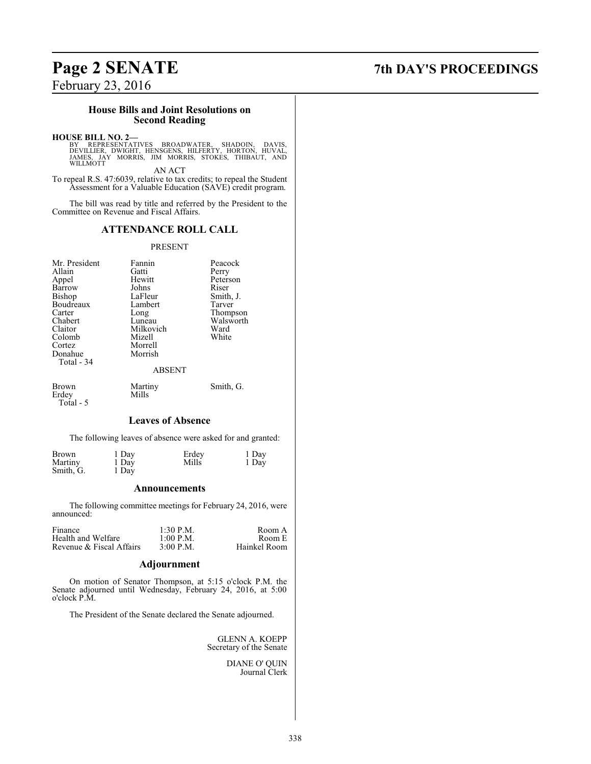## House Bills and Joint Resolutions on Second Reading

**HOUSE BILL NO. 2—**
BY REPRESENTATIVES BROADWATER, SHADOIN, DAVIS, DEVILLIER, DWIGHT, HENSGENS, HILFERTY, HORTON, HUVAL, JAMES, JAY MORRIS, JIM MORRIS, STOKES, THIBAUT, AND WILLMOTT

AN ACT

To repeal R.S. 47:6039, relative to tax credits; to repeal the Student Assessment for a Valuable Education (SAVE) credit program.

The bill was read by title and referred by the President to the Committee on Revenue and Fiscal Affairs.

## ATTENDANCE ROLL CALL

PRESENT

| | | |
|---|---|---|
| Mr. President | Fannin | Peacock |
| Allain | Gatti | Perry |
| Appel | Hewitt | Peterson |
| Barrow | Johns | Riser |
| Bishop | LaFleur | Smith, J. |
| Boudreaux | Lambert | Tarver |
| Carter | Long | Thompson |
| Chabert | Luneau | Walsworth |
| Claitor | Milkovich | Ward |
| Colomb | Mizell | White |
| Cortez | Morrell | |
| Donahue | Morrish | |

Total - 34

ABSENT

| | | |
|---|---|---|
| Brown | Martiny | Smith, G. |
| Erdey | Mills | |

Total - 5

## Leaves of Absence

The following leaves of absence were asked for and granted:

| | | | |
|---|---|---|---|
| Brown | 1 Day | Erdey | 1 Day |
| Martiny | 1 Day | Mills | 1 Day |
| Smith, G. | 1 Day | | |

## Announcements

The following committee meetings for February 24, 2016, were announced:

| | | |
|---|---|---|
| Finance | 1:30 P.M. | Room A |
| Health and Welfare | 1:00 P.M. | Room E |
| Revenue & Fiscal Affairs | 3:00 P.M. | Hainkel Room |

## Adjournment

On motion of Senator Thompson, at 5:15 o'clock P.M. the Senate adjourned until Wednesday, February 24, 2016, at 5:00 o'clock P.M.

The President of the Senate declared the Senate adjourned.

GLENN A. KOEPP
Secretary of the Senate

DIANE O' QUIN
Journal Clerk